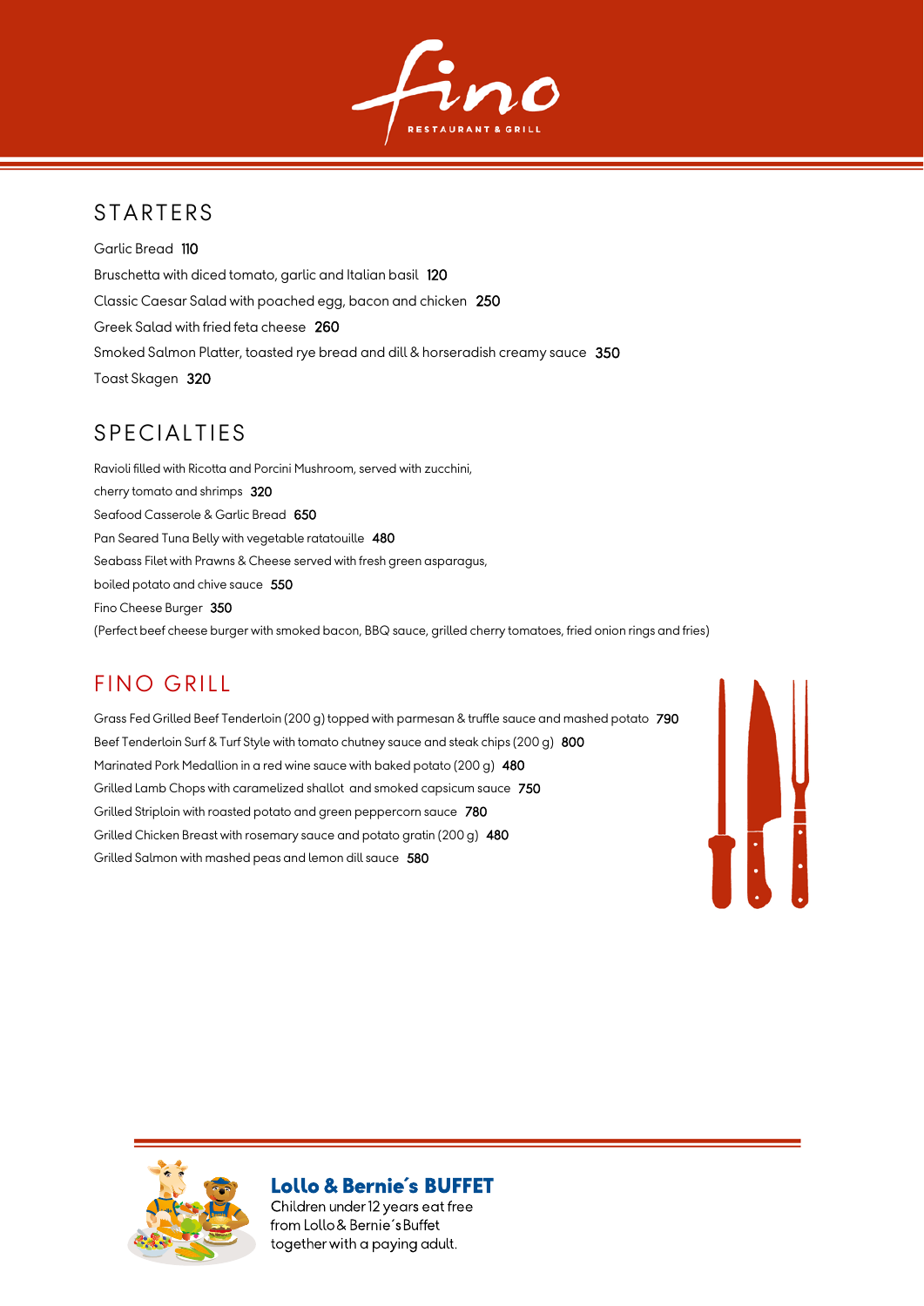# fino

RESTAURANT & GRILL

## STARTERS

Garlic Bread **110**

Bruschetta with diced tomato, garlic and Italian basil **120**

Classic Caesar Salad with poached egg, bacon and chicken **250**

Greek Salad with fried feta cheese **260**

Smoked Salmon Platter, toasted rye bread and dill & horseradish creamy sauce **350**

Toast Skagen **320**

## SPECIALTIES

Ravioli filled with Ricotta and Porcini Mushroom, served with zucchini, cherry tomato and shrimps **320**

Seafood Casserole & Garlic Bread **650**

Pan Seared Tuna Belly with vegetable ratatouille **480**

Seabass Filet with Prawns & Cheese served with fresh green asparagus, boiled potato and chive sauce **550**

Fino Cheese Burger **350**
(Perfect beef cheese burger with smoked bacon, BBQ sauce, grilled cherry tomatoes, fried onion rings and fries)

## FINO GRILL

Grass Fed Grilled Beef Tenderloin (200 g) topped with parmesan & truffle sauce and mashed potato **790**

Beef Tenderloin Surf & Turf Style with tomato chutney sauce and steak chips (200 g) **800**

Marinated Pork Medallion in a red wine sauce with baked potato (200 g) **480**

Grilled Lamb Chops with caramelized shallot and smoked capsicum sauce **750**

Grilled Striploin with roasted potato and green peppercorn sauce **780**

Grilled Chicken Breast with rosemary sauce and potato gratin (200 g) **480**

Grilled Salmon with mashed peas and lemon dill sauce **580**

### Lollo & Bernie´s BUFFET

Children under 12 years eat free from Lollo & Bernie´s Buffet together with a paying adult.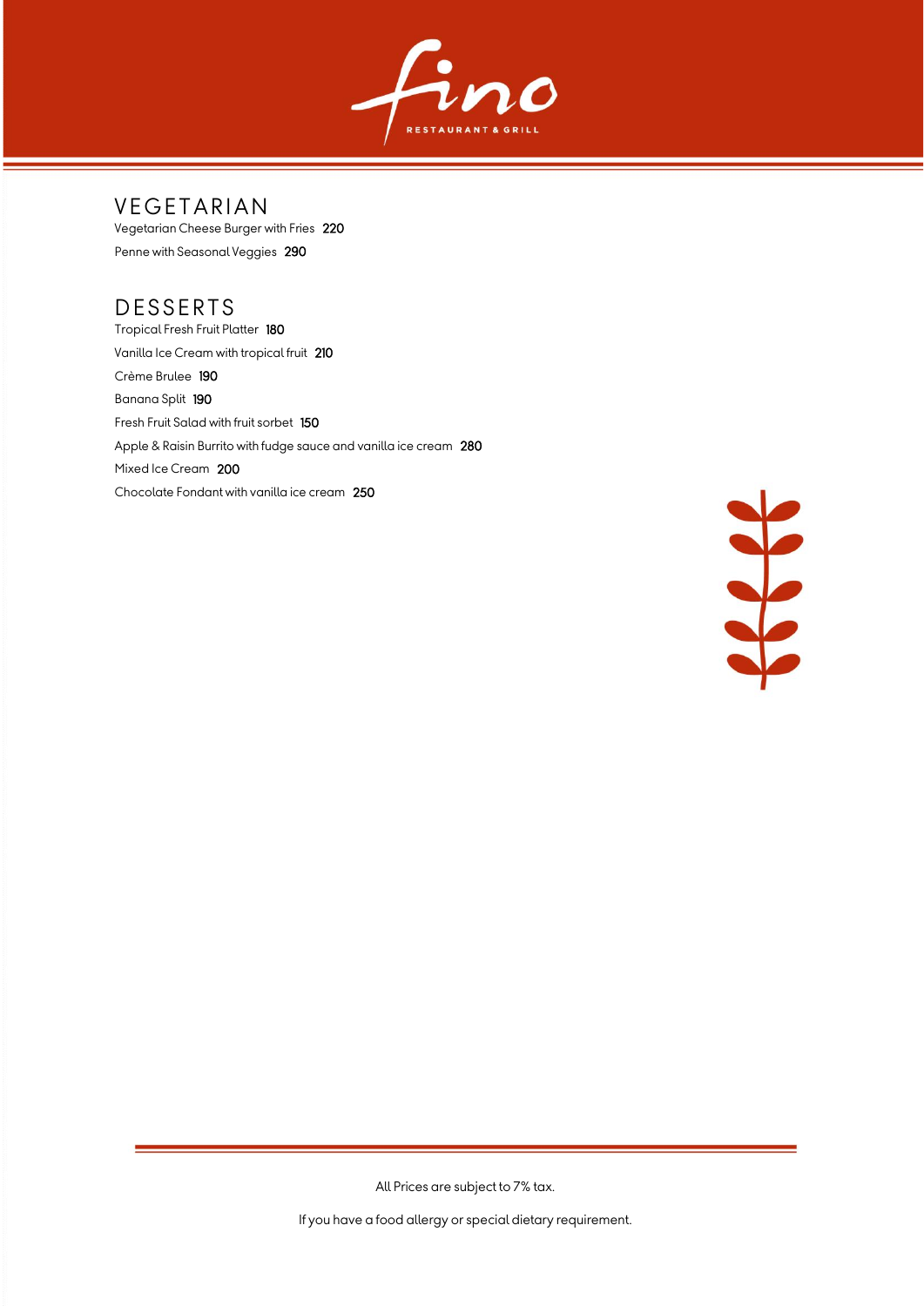fino

RESTAURANT & GRILL

## VEGETARIAN

Vegetarian Cheese Burger with Fries 220

Penne with Seasonal Veggies 290

## DESSERTS

Tropical Fresh Fruit Platter 180

Vanilla Ice Cream with tropical fruit 210

Crème Brulee 190

Banana Split 190

Fresh Fruit Salad with fruit sorbet 150

Apple & Raisin Burrito with fudge sauce and vanilla ice cream 280

Mixed Ice Cream 200

Chocolate Fondant with vanilla ice cream 250

All Prices are subject to 7% tax.

If you have a food allergy or special dietary requirement.